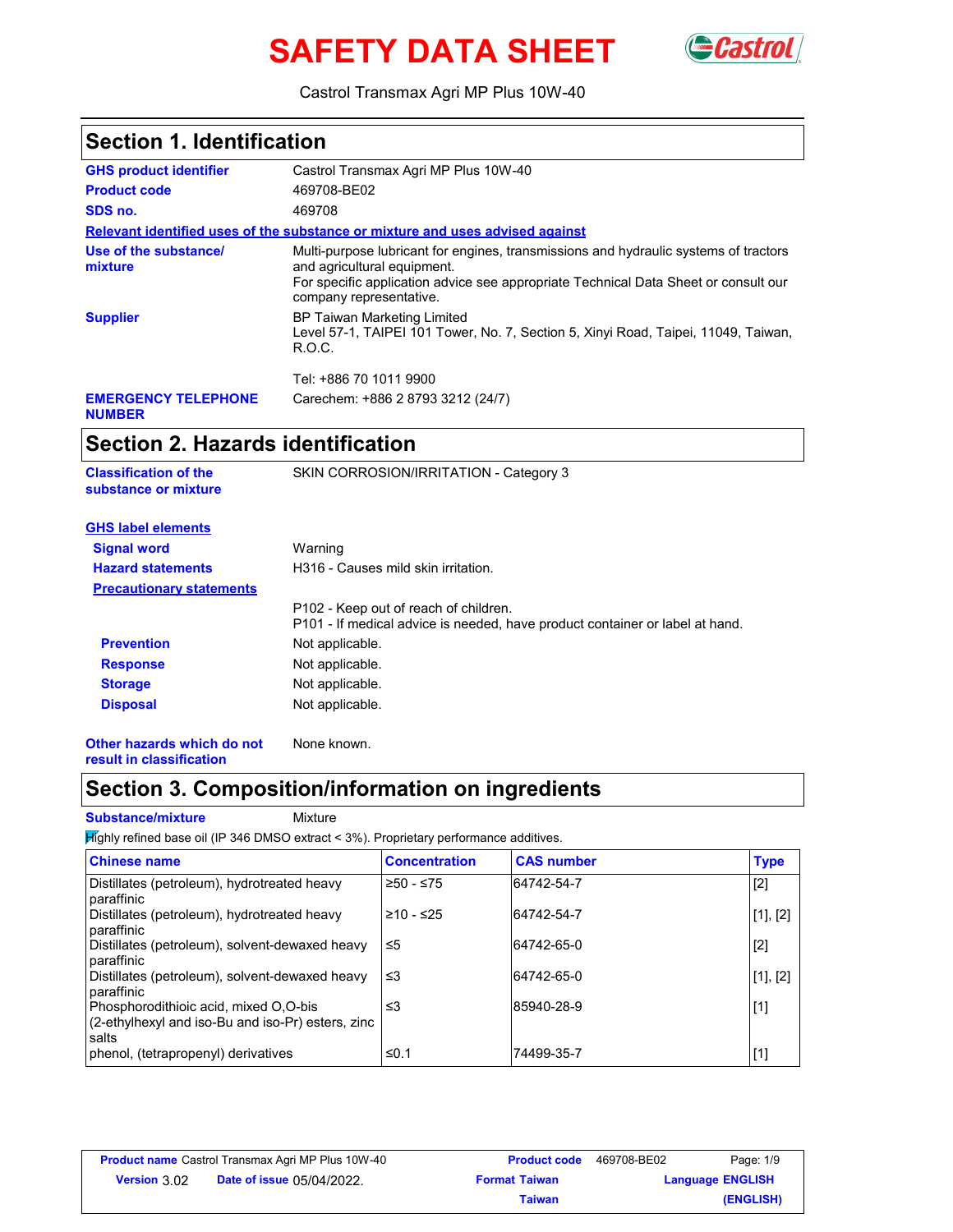# SAFETY DATA SHEET

Castrol Transmax Agri MP Plus 10W-40

## Section 1. Identification

| | |
|---|---|
| **GHS product identifier** | Castrol Transmax Agri MP Plus 10W-40 |
| **Product code** | 469708-BE02 |
| **SDS no.** | 469708 |

**Relevant identified uses of the substance or mixture and uses advised against**

| | |
|---|---|
| **Use of the substance/ mixture** | Multi-purpose lubricant for engines, transmissions and hydraulic systems of tractors and agricultural equipment. For specific application advice see appropriate Technical Data Sheet or consult our company representative. |
| **Supplier** | BP Taiwan Marketing Limited Level 57-1, TAIPEI 101 Tower, No. 7, Section 5, Xinyi Road, Taipei, 11049, Taiwan, R.O.C. <br><br> Tel: +886 70 1011 9900 |
| **EMERGENCY TELEPHONE NUMBER** | Carechem: +886 2 8793 3212 (24/7) |

## Section 2. Hazards identification

**Classification of the substance or mixture**: SKIN CORROSION/IRRITATION - Category 3

**GHS label elements**

**Signal word**: Warning

**Hazard statements**: H316 - Causes mild skin irritation.

**Precautionary statements**

P102 - Keep out of reach of children.
P101 - If medical advice is needed, have product container or label at hand.

**Prevention**: Not applicable.

**Response**: Not applicable.

**Storage**: Not applicable.

**Disposal**: Not applicable.

**Other hazards which do not result in classification**: None known.

## Section 3. Composition/information on ingredients

**Substance/mixture**: Mixture

Highly refined base oil (IP 346 DMSO extract < 3%). Proprietary performance additives.

| Chinese name | Concentration | CAS number | Type |
|---|---|---|---|
| Distillates (petroleum), hydrotreated heavy paraffinic | ≥50 - ≤75 | 64742-54-7 | [2] |
| Distillates (petroleum), hydrotreated heavy paraffinic | ≥10 - ≤25 | 64742-54-7 | [1], [2] |
| Distillates (petroleum), solvent-dewaxed heavy paraffinic | ≤5 | 64742-65-0 | [2] |
| Distillates (petroleum), solvent-dewaxed heavy paraffinic | ≤3 | 64742-65-0 | [1], [2] |
| Phosphorodithioic acid, mixed O,O-bis (2-ethylhexyl and iso-Bu and iso-Pr) esters, zinc salts | ≤3 | 85940-28-9 | [1] |
| phenol, (tetrapropenyl) derivatives | ≤0.1 | 74499-35-7 | [1] |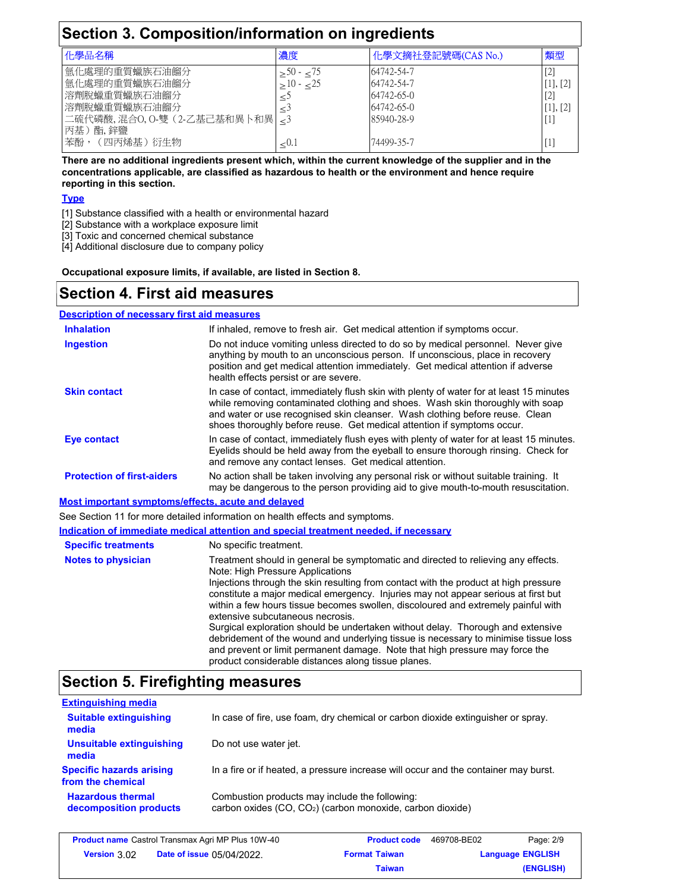## Section 3. Composition/information on ingredients

| 化學品名稱 | 濃度 | 化學文摘社登記號碼(CAS No.) | 類型 |
|---|---|---|---|
| 氫化處理的重質蠟族石油餾分 | ≥50 - ≤75 | 64742-54-7 | [2] |
| 氫化處理的重質蠟族石油餾分 | ≥10 - ≤25 | 64742-54-7 | [1], [2] |
| 溶劑脫蠟重質蠟族石油餾分 | ≤5 | 64742-65-0 | [2] |
| 溶劑脫蠟重質蠟族石油餾分 | ≤3 | 64742-65-0 | [1], [2] |
| 二硫代磷酸, 混合O, O-雙（2-乙基己基和異卜和異丙基）酯, 鋅鹽 | ≤3 | 85940-28-9 | [1] |
| 苯酚，（四丙烯基）衍生物 | ≤0.1 | 74499-35-7 | [1] |

**There are no additional ingredients present which, within the current knowledge of the supplier and in the concentrations applicable, are classified as hazardous to health or the environment and hence require reporting in this section.**

**Type**

[1] Substance classified with a health or environmental hazard
[2] Substance with a workplace exposure limit
[3] Toxic and concerned chemical substance
[4] Additional disclosure due to company policy

**Occupational exposure limits, if available, are listed in Section 8.**

## Section 4. First aid measures

**Description of necessary first aid measures**

**Inhalation**: If inhaled, remove to fresh air. Get medical attention if symptoms occur.

**Ingestion**: Do not induce vomiting unless directed to do so by medical personnel. Never give anything by mouth to an unconscious person. If unconscious, place in recovery position and get medical attention immediately. Get medical attention if adverse health effects persist or are severe.

**Skin contact**: In case of contact, immediately flush skin with plenty of water for at least 15 minutes while removing contaminated clothing and shoes. Wash skin thoroughly with soap and water or use recognised skin cleanser. Wash clothing before reuse. Clean shoes thoroughly before reuse. Get medical attention if symptoms occur.

**Eye contact**: In case of contact, immediately flush eyes with plenty of water for at least 15 minutes. Eyelids should be held away from the eyeball to ensure thorough rinsing. Check for and remove any contact lenses. Get medical attention.

**Protection of first-aiders**: No action shall be taken involving any personal risk or without suitable training. It may be dangerous to the person providing aid to give mouth-to-mouth resuscitation.

**Most important symptoms/effects, acute and delayed**

See Section 11 for more detailed information on health effects and symptoms.

**Indication of immediate medical attention and special treatment needed, if necessary**

**Specific treatments**: No specific treatment.

**Notes to physician**: Treatment should in general be symptomatic and directed to relieving any effects.
Note: High Pressure Applications
Injections through the skin resulting from contact with the product at high pressure constitute a major medical emergency. Injuries may not appear serious at first but within a few hours tissue becomes swollen, discoloured and extremely painful with extensive subcutaneous necrosis.
Surgical exploration should be undertaken without delay. Thorough and extensive debridement of the wound and underlying tissue is necessary to minimise tissue loss and prevent or limit permanent damage. Note that high pressure may force the product considerable distances along tissue planes.

## Section 5. Firefighting measures

**Extinguishing media**

**Suitable extinguishing media**: In case of fire, use foam, dry chemical or carbon dioxide extinguisher or spray.

**Unsuitable extinguishing media**: Do not use water jet.

**Specific hazards arising from the chemical**: In a fire or if heated, a pressure increase will occur and the container may burst.

**Hazardous thermal decomposition products**: Combustion products may include the following:
carbon oxides ($CO$, $CO_2$) (carbon monoxide, carbon dioxide)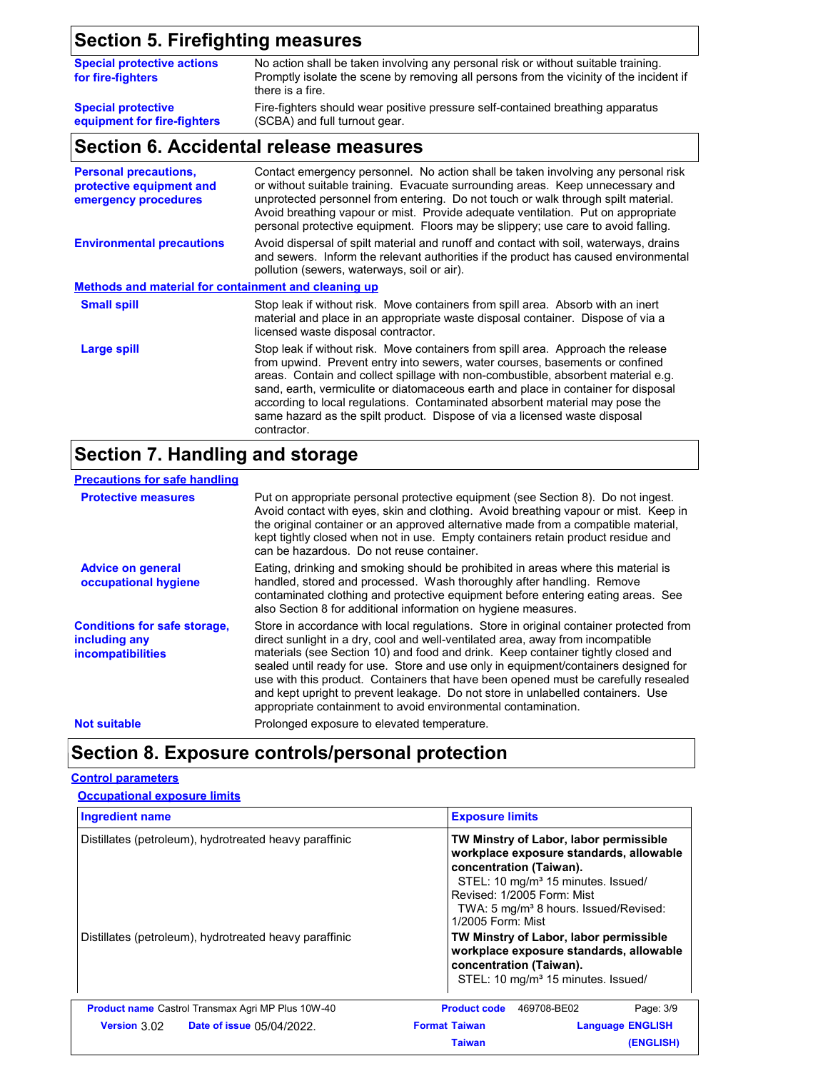## Section 5. Firefighting measures

**Special protective actions for fire-fighters**
No action shall be taken involving any personal risk or without suitable training. Promptly isolate the scene by removing all persons from the vicinity of the incident if there is a fire.

**Special protective equipment for fire-fighters**
Fire-fighters should wear positive pressure self-contained breathing apparatus (SCBA) and full turnout gear.

## Section 6. Accidental release measures

**Personal precautions, protective equipment and emergency procedures**
Contact emergency personnel. No action shall be taken involving any personal risk or without suitable training. Evacuate surrounding areas. Keep unnecessary and unprotected personnel from entering. Do not touch or walk through spilt material. Avoid breathing vapour or mist. Provide adequate ventilation. Put on appropriate personal protective equipment. Floors may be slippery; use care to avoid falling.

**Environmental precautions**
Avoid dispersal of spilt material and runoff and contact with soil, waterways, drains and sewers. Inform the relevant authorities if the product has caused environmental pollution (sewers, waterways, soil or air).

### Methods and material for containment and cleaning up

**Small spill**
Stop leak if without risk. Move containers from spill area. Absorb with an inert material and place in an appropriate waste disposal container. Dispose of via a licensed waste disposal contractor.

**Large spill**
Stop leak if without risk. Move containers from spill area. Approach the release from upwind. Prevent entry into sewers, water courses, basements or confined areas. Contain and collect spillage with non-combustible, absorbent material e.g. sand, earth, vermiculite or diatomaceous earth and place in container for disposal according to local regulations. Contaminated absorbent material may pose the same hazard as the spilt product. Dispose of via a licensed waste disposal contractor.

## Section 7. Handling and storage

### Precautions for safe handling

**Protective measures**
Put on appropriate personal protective equipment (see Section 8). Do not ingest. Avoid contact with eyes, skin and clothing. Avoid breathing vapour or mist. Keep in the original container or an approved alternative made from a compatible material, kept tightly closed when not in use. Empty containers retain product residue and can be hazardous. Do not reuse container.

**Advice on general occupational hygiene**
Eating, drinking and smoking should be prohibited in areas where this material is handled, stored and processed. Wash thoroughly after handling. Remove contaminated clothing and protective equipment before entering eating areas. See also Section 8 for additional information on hygiene measures.

**Conditions for safe storage, including any incompatibilities**
Store in accordance with local regulations. Store in original container protected from direct sunlight in a dry, cool and well-ventilated area, away from incompatible materials (see Section 10) and food and drink. Keep container tightly closed and sealed until ready for use. Store and use only in equipment/containers designed for use with this product. Containers that have been opened must be carefully resealed and kept upright to prevent leakage. Do not store in unlabelled containers. Use appropriate containment to avoid environmental contamination.

**Not suitable**
Prolonged exposure to elevated temperature.

## Section 8. Exposure controls/personal protection

### Control parameters

#### Occupational exposure limits

| Ingredient name | Exposure limits |
|---|---|
| Distillates (petroleum), hydrotreated heavy paraffinic | **TW Minstry of Labor, labor permissible workplace exposure standards, allowable concentration (Taiwan).**<br>STEL: 10 mg/m³ 15 minutes. Issued/Revised: 1/2005 Form: Mist<br>TWA: 5 mg/m³ 8 hours. Issued/Revised: 1/2005 Form: Mist |
| Distillates (petroleum), hydrotreated heavy paraffinic | **TW Minstry of Labor, labor permissible workplace exposure standards, allowable concentration (Taiwan).**<br>STEL: 10 mg/m³ 15 minutes. Issued/ |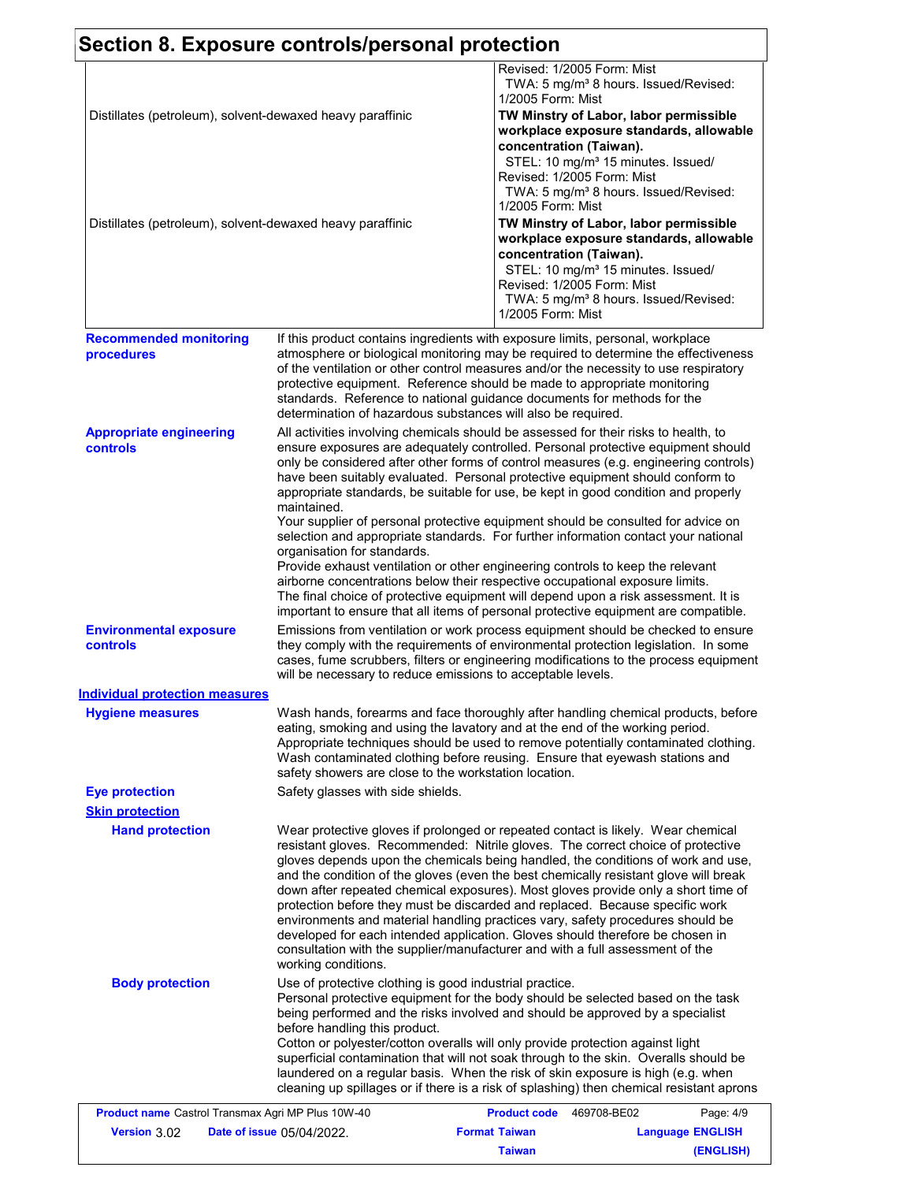## Section 8. Exposure controls/personal protection

| | |
|---|---|
| | Revised: 1/2005 Form: Mist<br>TWA: 5 mg/m³ 8 hours. Issued/Revised: 1/2005 Form: Mist |
| Distillates (petroleum), solvent-dewaxed heavy paraffinic | **TW Minstry of Labor, labor permissible workplace exposure standards, allowable concentration (Taiwan).**<br>STEL: 10 mg/m³ 15 minutes. Issued/Revised: 1/2005 Form: Mist<br>TWA: 5 mg/m³ 8 hours. Issued/Revised: 1/2005 Form: Mist |
| Distillates (petroleum), solvent-dewaxed heavy paraffinic | **TW Minstry of Labor, labor permissible workplace exposure standards, allowable concentration (Taiwan).**<br>STEL: 10 mg/m³ 15 minutes. Issued/Revised: 1/2005 Form: Mist<br>TWA: 5 mg/m³ 8 hours. Issued/Revised: 1/2005 Form: Mist |

**Recommended monitoring procedures**

If this product contains ingredients with exposure limits, personal, workplace atmosphere or biological monitoring may be required to determine the effectiveness of the ventilation or other control measures and/or the necessity to use respiratory protective equipment. Reference should be made to appropriate monitoring standards. Reference to national guidance documents for methods for the determination of hazardous substances will also be required.

**Appropriate engineering controls**

All activities involving chemicals should be assessed for their risks to health, to ensure exposures are adequately controlled. Personal protective equipment should only be considered after other forms of control measures (e.g. engineering controls) have been suitably evaluated. Personal protective equipment should conform to appropriate standards, be suitable for use, be kept in good condition and properly maintained.
Your supplier of personal protective equipment should be consulted for advice on selection and appropriate standards. For further information contact your national organisation for standards.
Provide exhaust ventilation or other engineering controls to keep the relevant airborne concentrations below their respective occupational exposure limits.
The final choice of protective equipment will depend upon a risk assessment. It is important to ensure that all items of personal protective equipment are compatible.

**Environmental exposure controls**

Emissions from ventilation or work process equipment should be checked to ensure they comply with the requirements of environmental protection legislation. In some cases, fume scrubbers, filters or engineering modifications to the process equipment will be necessary to reduce emissions to acceptable levels.

### Individual protection measures

**Hygiene measures**

Wash hands, forearms and face thoroughly after handling chemical products, before eating, smoking and using the lavatory and at the end of the working period. Appropriate techniques should be used to remove potentially contaminated clothing. Wash contaminated clothing before reusing. Ensure that eyewash stations and safety showers are close to the workstation location.

**Eye protection**

Safety glasses with side shields.

**Skin protection**

**Hand protection**

Wear protective gloves if prolonged or repeated contact is likely. Wear chemical resistant gloves. Recommended: Nitrile gloves. The correct choice of protective gloves depends upon the chemicals being handled, the conditions of work and use, and the condition of the gloves (even the best chemically resistant glove will break down after repeated chemical exposures). Most gloves provide only a short time of protection before they must be discarded and replaced. Because specific work environments and material handling practices vary, safety procedures should be developed for each intended application. Gloves should therefore be chosen in consultation with the supplier/manufacturer and with a full assessment of the working conditions.

**Body protection**

Use of protective clothing is good industrial practice.
Personal protective equipment for the body should be selected based on the task being performed and the risks involved and should be approved by a specialist before handling this product.
Cotton or polyester/cotton overalls will only provide protection against light superficial contamination that will not soak through to the skin. Overalls should be laundered on a regular basis. When the risk of skin exposure is high (e.g. when cleaning up spillages or if there is a risk of splashing) then chemical resistant aprons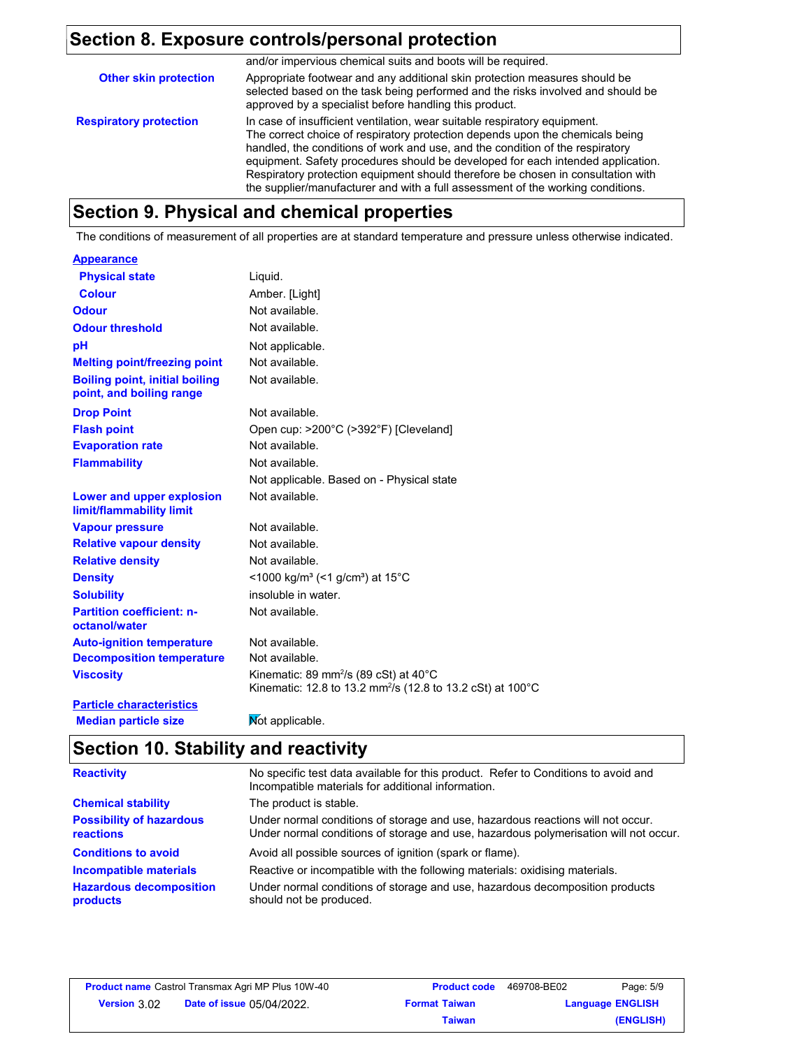## Section 8. Exposure controls/personal protection

| | |
|---|---|
| | and/or impervious chemical suits and boots will be required. |
| **Other skin protection** | Appropriate footwear and any additional skin protection measures should be selected based on the task being performed and the risks involved and should be approved by a specialist before handling this product. |
| **Respiratory protection** | In case of insufficient ventilation, wear suitable respiratory equipment. The correct choice of respiratory protection depends upon the chemicals being handled, the conditions of work and use, and the condition of the respiratory equipment. Safety procedures should be developed for each intended application. Respiratory protection equipment should therefore be chosen in consultation with the supplier/manufacturer and with a full assessment of the working conditions. |

## Section 9. Physical and chemical properties

The conditions of measurement of all properties are at standard temperature and pressure unless otherwise indicated.

| | |
|---|---|
| **Appearance** | |
| **Physical state** | Liquid. |
| **Colour** | Amber. [Light] |
| **Odour** | Not available. |
| **Odour threshold** | Not available. |
| **pH** | Not applicable. |
| **Melting point/freezing point** | Not available. |
| **Boiling point, initial boiling point, and boiling range** | Not available. |
| **Drop Point** | Not available. |
| **Flash point** | Open cup: >200°C (>392°F) [Cleveland] |
| **Evaporation rate** | Not available. |
| **Flammability** | Not available. |
| | Not applicable. Based on - Physical state |
| **Lower and upper explosion limit/flammability limit** | Not available. |
| **Vapour pressure** | Not available. |
| **Relative vapour density** | Not available. |
| **Relative density** | Not available. |
| **Density** | <1000 kg/m³ (<1 g/cm³) at 15°C |
| **Solubility** | insoluble in water. |
| **Partition coefficient: n-octanol/water** | Not available. |
| **Auto-ignition temperature** | Not available. |
| **Decomposition temperature** | Not available. |
| **Viscosity** | Kinematic: 89 mm²/s (89 cSt) at 40°C<br>Kinematic: 12.8 to 13.2 mm²/s (12.8 to 13.2 cSt) at 100°C |
| **Particle characteristics** | |
| **Median particle size** | Not applicable. |

## Section 10. Stability and reactivity

| | |
|---|---|
| **Reactivity** | No specific test data available for this product. Refer to Conditions to avoid and Incompatible materials for additional information. |
| **Chemical stability** | The product is stable. |
| **Possibility of hazardous reactions** | Under normal conditions of storage and use, hazardous reactions will not occur. Under normal conditions of storage and use, hazardous polymerisation will not occur. |
| **Conditions to avoid** | Avoid all possible sources of ignition (spark or flame). |
| **Incompatible materials** | Reactive or incompatible with the following materials: oxidising materials. |
| **Hazardous decomposition products** | Under normal conditions of storage and use, hazardous decomposition products should not be produced. |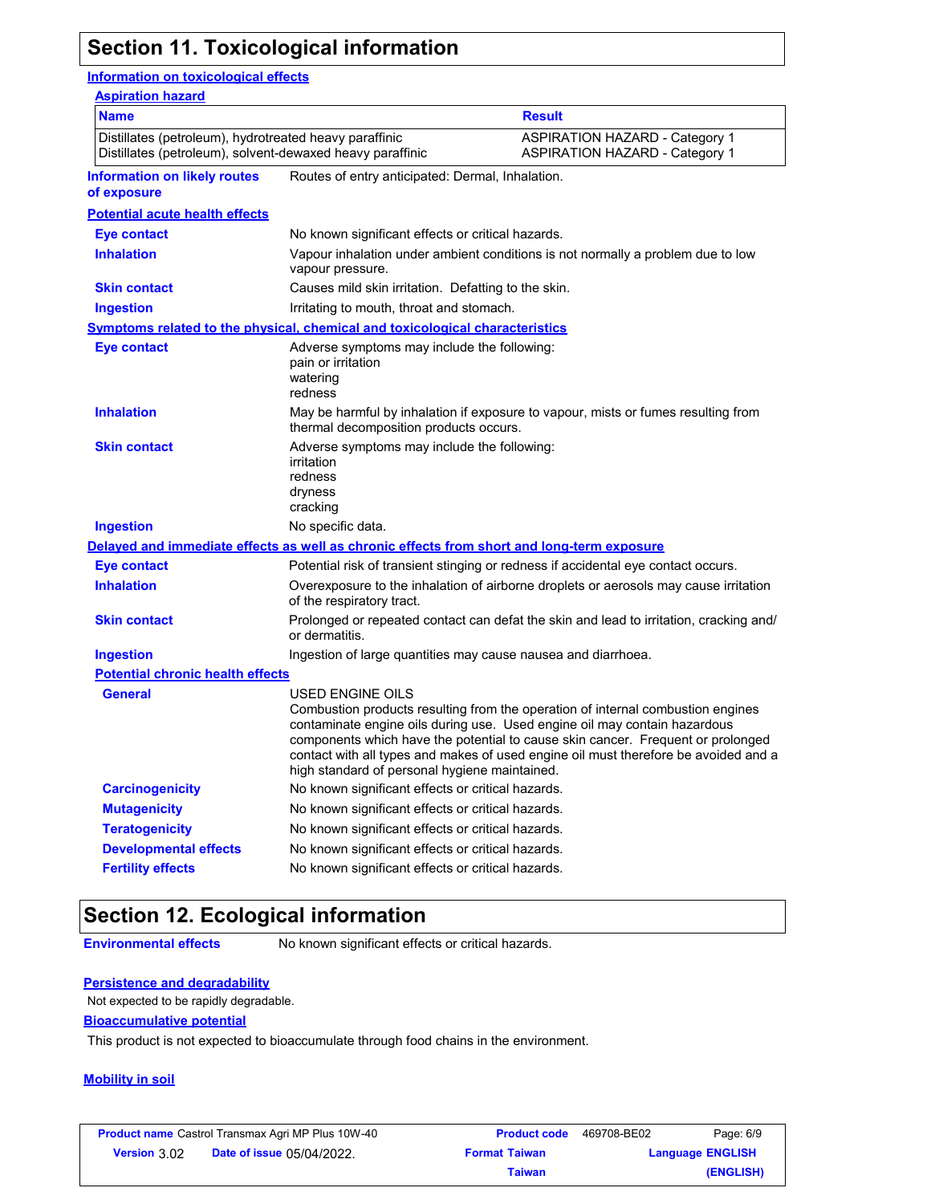## Section 11. Toxicological information

### Information on toxicological effects

**Aspiration hazard**

| Name | Result |
|---|---|
| Distillates (petroleum), hydrotreated heavy paraffinic | ASPIRATION HAZARD - Category 1 |
| Distillates (petroleum), solvent-dewaxed heavy paraffinic | ASPIRATION HAZARD - Category 1 |

**Information on likely routes of exposure**: Routes of entry anticipated: Dermal, Inhalation.

**Potential acute health effects**

- **Eye contact**: No known significant effects or critical hazards.
- **Inhalation**: Vapour inhalation under ambient conditions is not normally a problem due to low vapour pressure.
- **Skin contact**: Causes mild skin irritation. Defatting to the skin.
- **Ingestion**: Irritating to mouth, throat and stomach.

**Symptoms related to the physical, chemical and toxicological characteristics**

- **Eye contact**: Adverse symptoms may include the following:
  pain or irritation
  watering
  redness
- **Inhalation**: May be harmful by inhalation if exposure to vapour, mists or fumes resulting from thermal decomposition products occurs.
- **Skin contact**: Adverse symptoms may include the following:
  irritation
  redness
  dryness
  cracking
- **Ingestion**: No specific data.

**Delayed and immediate effects as well as chronic effects from short and long-term exposure**

- **Eye contact**: Potential risk of transient stinging or redness if accidental eye contact occurs.
- **Inhalation**: Overexposure to the inhalation of airborne droplets or aerosols may cause irritation of the respiratory tract.
- **Skin contact**: Prolonged or repeated contact can defat the skin and lead to irritation, cracking and/ or dermatitis.
- **Ingestion**: Ingestion of large quantities may cause nausea and diarrhoea.

**Potential chronic health effects**

- **General**: USED ENGINE OILS
  Combustion products resulting from the operation of internal combustion engines contaminate engine oils during use. Used engine oil may contain hazardous components which have the potential to cause skin cancer. Frequent or prolonged contact with all types and makes of used engine oil must therefore be avoided and a high standard of personal hygiene maintained.
- **Carcinogenicity**: No known significant effects or critical hazards.
- **Mutagenicity**: No known significant effects or critical hazards.
- **Teratogenicity**: No known significant effects or critical hazards.
- **Developmental effects**: No known significant effects or critical hazards.
- **Fertility effects**: No known significant effects or critical hazards.

## Section 12. Ecological information

**Environmental effects**: No known significant effects or critical hazards.

**Persistence and degradability**

Not expected to be rapidly degradable.

**Bioaccumulative potential**

This product is not expected to bioaccumulate through food chains in the environment.

**Mobility in soil**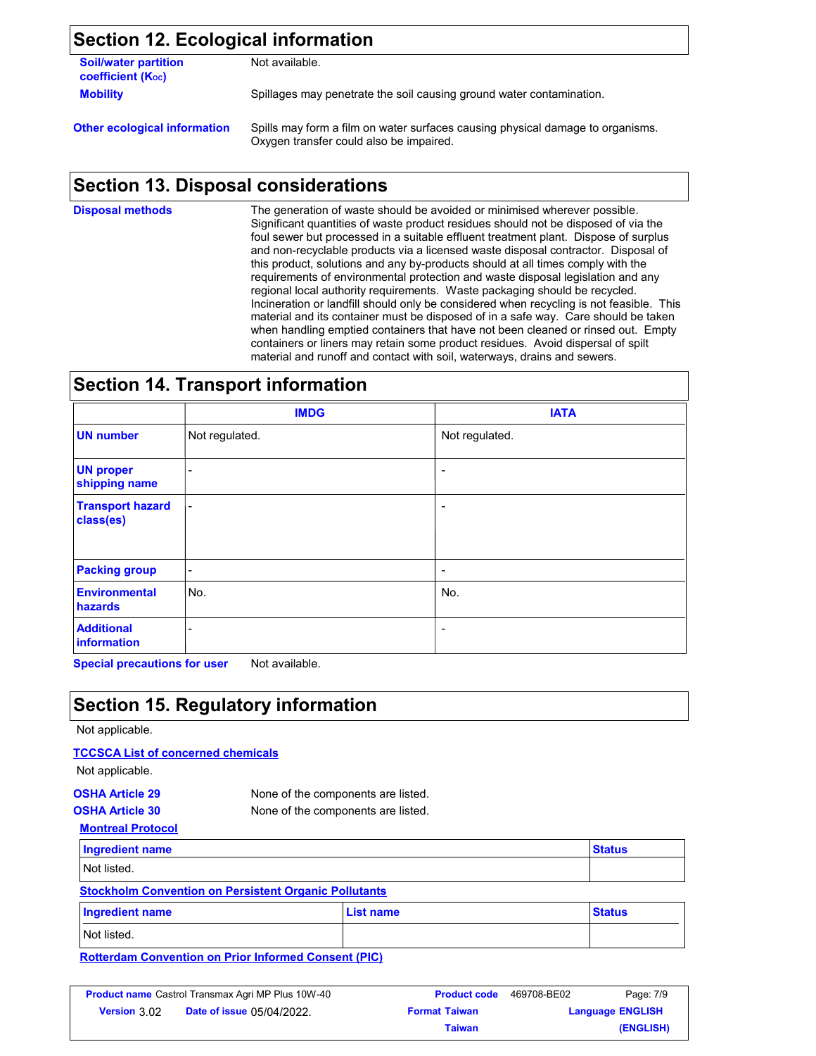## Section 12. Ecological information

**Soil/water partition coefficient ($K_{OC}$)** Not available.

**Mobility** Spillages may penetrate the soil causing ground water contamination.

**Other ecological information** Spills may form a film on water surfaces causing physical damage to organisms. Oxygen transfer could also be impaired.

## Section 13. Disposal considerations

**Disposal methods** The generation of waste should be avoided or minimised wherever possible. Significant quantities of waste product residues should not be disposed of via the foul sewer but processed in a suitable effluent treatment plant. Dispose of surplus and non-recyclable products via a licensed waste disposal contractor. Disposal of this product, solutions and any by-products should at all times comply with the requirements of environmental protection and waste disposal legislation and any regional local authority requirements. Waste packaging should be recycled. Incineration or landfill should only be considered when recycling is not feasible. This material and its container must be disposed of in a safe way. Care should be taken when handling emptied containers that have not been cleaned or rinsed out. Empty containers or liners may retain some product residues. Avoid dispersal of spilt material and runoff and contact with soil, waterways, drains and sewers.

## Section 14. Transport information

| | IMDG | IATA |
|---|---|---|
| **UN number** | Not regulated. | Not regulated. |
| **UN proper shipping name** | - | - |
| **Transport hazard class(es)** | - | - |
| **Packing group** | - | - |
| **Environmental hazards** | No. | No. |
| **Additional information** | - | - |

**Special precautions for user** Not available.

## Section 15. Regulatory information

Not applicable.

**TCCSCA List of concerned chemicals**

Not applicable.

**OSHA Article 29** None of the components are listed.

**OSHA Article 30** None of the components are listed.

**Montreal Protocol**

| Ingredient name | Status |
|---|---|
| Not listed. | |

**Stockholm Convention on Persistent Organic Pollutants**

| Ingredient name | List name | Status |
|---|---|---|
| Not listed. | | |

**Rotterdam Convention on Prior Informed Consent (PIC)**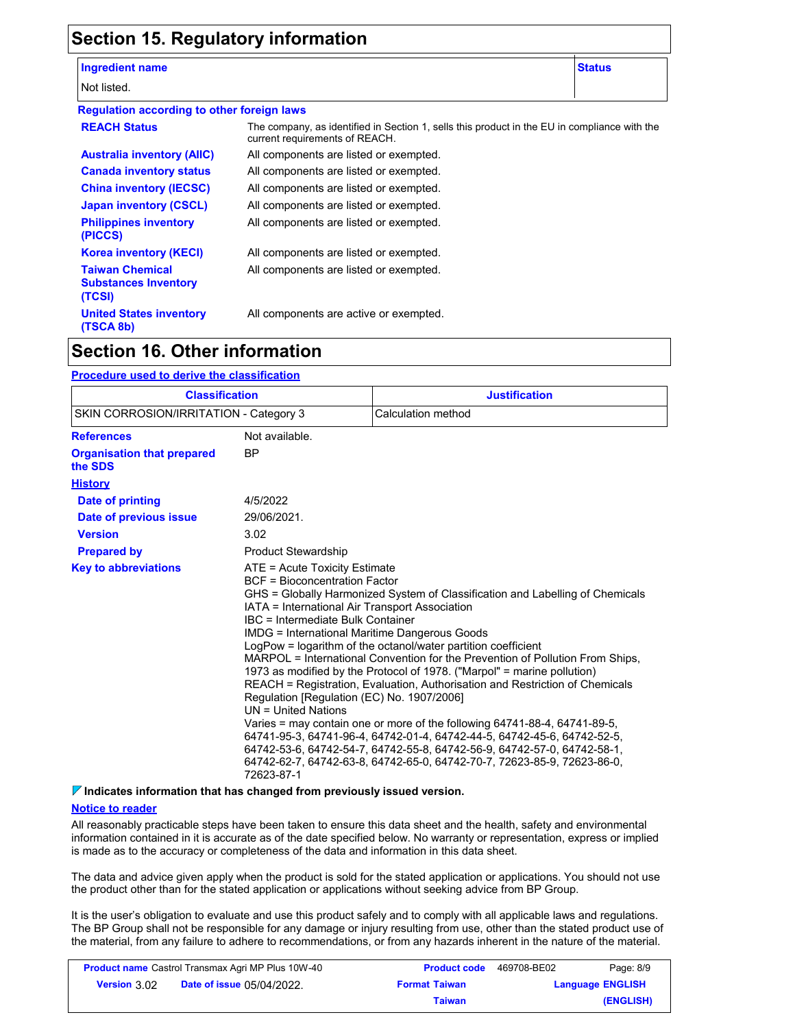## Section 15. Regulatory information

| Ingredient name | Status |
| --- | --- |
| Not listed. | |

**Regulation according to other foreign laws**

| | |
| --- | --- |
| **REACH Status** | The company, as identified in Section 1, sells this product in the EU in compliance with the current requirements of REACH. |
| **Australia inventory (AIIC)** | All components are listed or exempted. |
| **Canada inventory status** | All components are listed or exempted. |
| **China inventory (IECSC)** | All components are listed or exempted. |
| **Japan inventory (CSCL)** | All components are listed or exempted. |
| **Philippines inventory (PICCS)** | All components are listed or exempted. |
| **Korea inventory (KECI)** | All components are listed or exempted. |
| **Taiwan Chemical Substances Inventory (TCSI)** | All components are listed or exempted. |
| **United States inventory (TSCA 8b)** | All components are active or exempted. |

## Section 16. Other information

**Procedure used to derive the classification**

| Classification | Justification |
| --- | --- |
| SKIN CORROSION/IRRITATION - Category 3 | Calculation method |

**References** Not available.

**Organisation that prepared the SDS** BP

**History**

| | |
| --- | --- |
| **Date of printing** | 4/5/2022 |
| **Date of previous issue** | 29/06/2021. |
| **Version** | 3.02 |
| **Prepared by** | Product Stewardship |

**Key to abbreviations**

ATE = Acute Toxicity Estimate
BCF = Bioconcentration Factor
GHS = Globally Harmonized System of Classification and Labelling of Chemicals
IATA = International Air Transport Association
IBC = Intermediate Bulk Container
IMDG = International Maritime Dangerous Goods
LogPow = logarithm of the octanol/water partition coefficient
MARPOL = International Convention for the Prevention of Pollution From Ships, 1973 as modified by the Protocol of 1978. ("Marpol" = marine pollution)
REACH = Registration, Evaluation, Authorisation and Restriction of Chemicals Regulation [Regulation (EC) No. 1907/2006]
UN = United Nations
Varies = may contain one or more of the following 64741-88-4, 64741-89-5, 64741-95-3, 64741-96-4, 64742-01-4, 64742-44-5, 64742-45-6, 64742-52-5, 64742-53-6, 64742-54-7, 64742-55-8, 64742-56-9, 64742-57-0, 64742-58-1, 64742-62-7, 64742-63-8, 64742-65-0, 64742-70-7, 72623-85-9, 72623-86-0, 72623-87-1

**Indicates information that has changed from previously issued version.**

**Notice to reader**

All reasonably practicable steps have been taken to ensure this data sheet and the health, safety and environmental information contained in it is accurate as of the date specified below. No warranty or representation, express or implied is made as to the accuracy or completeness of the data and information in this data sheet.

The data and advice given apply when the product is sold for the stated application or applications. You should not use the product other than for the stated application or applications without seeking advice from BP Group.

It is the user's obligation to evaluate and use this product safely and to comply with all applicable laws and regulations. The BP Group shall not be responsible for any damage or injury resulting from use, other than the stated product use of the material, from any failure to adhere to recommendations, or from any hazards inherent in the nature of the material.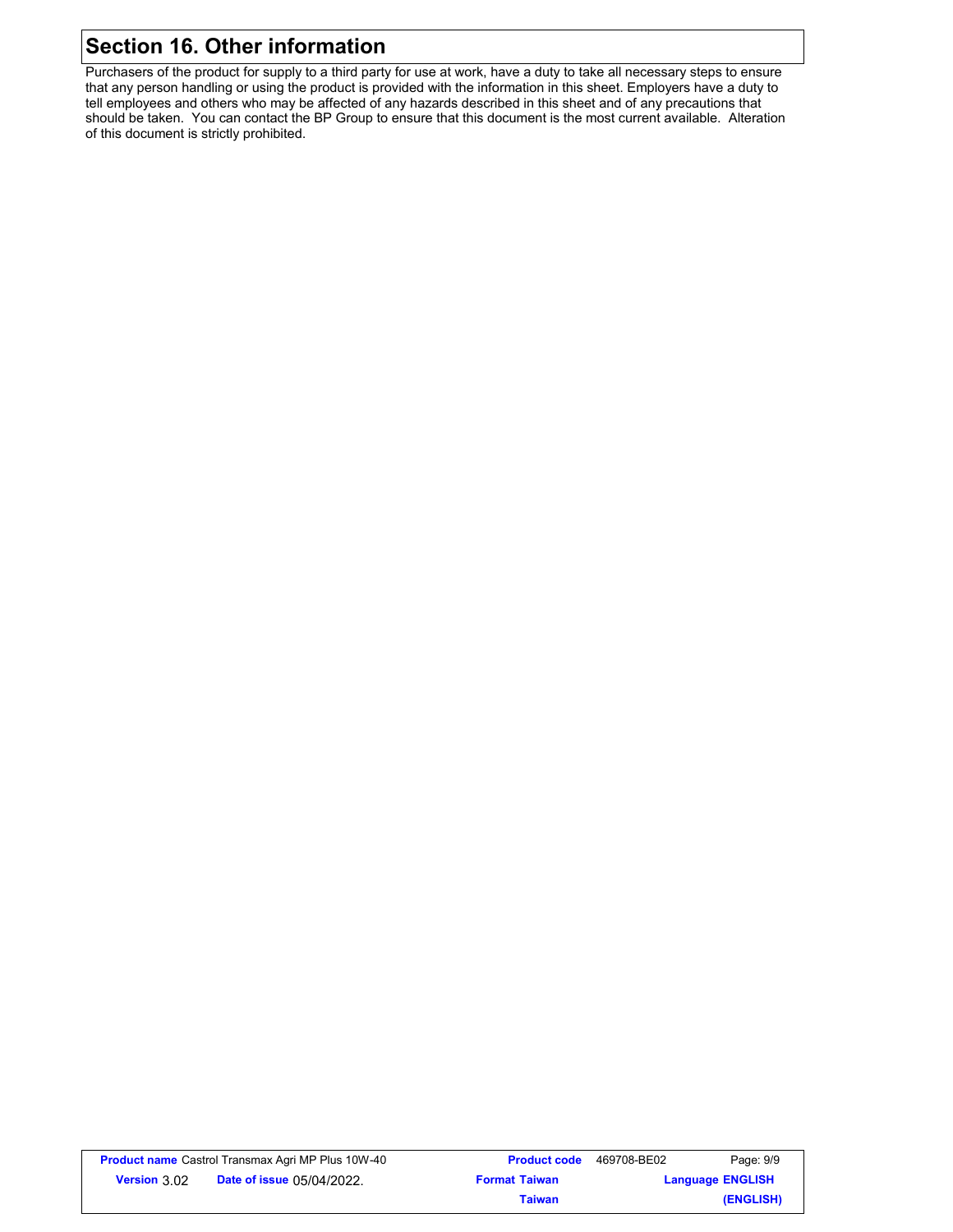## Section 16. Other information

Purchasers of the product for supply to a third party for use at work, have a duty to take all necessary steps to ensure that any person handling or using the product is provided with the information in this sheet. Employers have a duty to tell employees and others who may be affected of any hazards described in this sheet and of any precautions that should be taken. You can contact the BP Group to ensure that this document is the most current available. Alteration of this document is strictly prohibited.